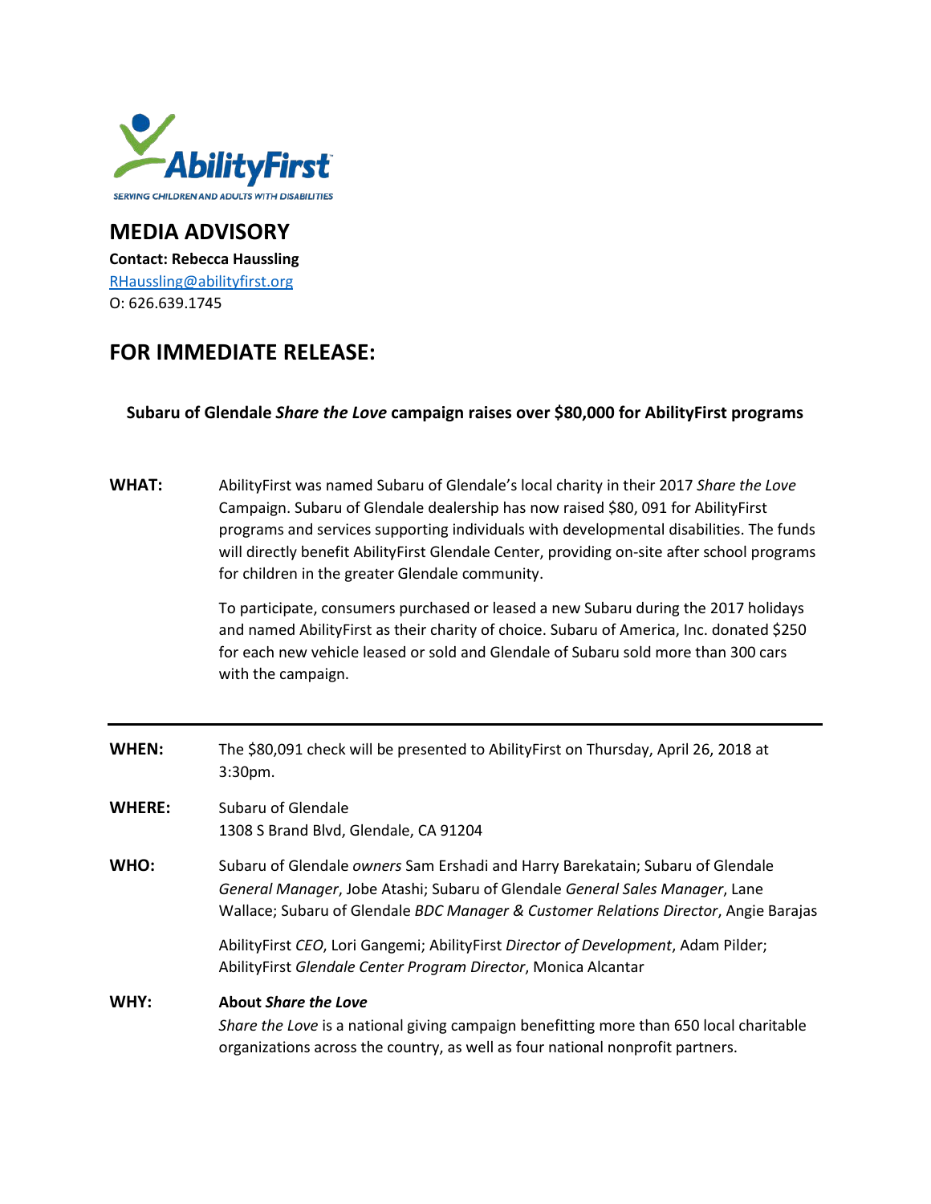AbilityFirst

SERVING CHILDREN AND ADULTS WITH DISABILITIES

## MEDIA ADVISORY

**Contact: Rebecca Haussling**
RHaussling@abilityfirst.org
O: 626.639.1745

## FOR IMMEDIATE RELEASE:

**Subaru of Glendale *Share the Love* campaign raises over $80,000 for AbilityFirst programs**

**WHAT:** AbilityFirst was named Subaru of Glendale's local charity in their 2017 *Share the Love* Campaign. Subaru of Glendale dealership has now raised $80, 091 for AbilityFirst programs and services supporting individuals with developmental disabilities. The funds will directly benefit AbilityFirst Glendale Center, providing on-site after school programs for children in the greater Glendale community.

To participate, consumers purchased or leased a new Subaru during the 2017 holidays and named AbilityFirst as their charity of choice. Subaru of America, Inc. donated $250 for each new vehicle leased or sold and Glendale of Subaru sold more than 300 cars with the campaign.

---

**WHEN:** The $80,091 check will be presented to AbilityFirst on Thursday, April 26, 2018 at 3:30pm.

**WHERE:** Subaru of Glendale
1308 S Brand Blvd, Glendale, CA 91204

**WHO:** Subaru of Glendale *owners* Sam Ershadi and Harry Barekatain; Subaru of Glendale *General Manager*, Jobe Atashi; Subaru of Glendale *General Sales Manager*, Lane Wallace; Subaru of Glendale *BDC Manager & Customer Relations Director*, Angie Barajas

AbilityFirst *CEO*, Lori Gangemi; AbilityFirst *Director of Development*, Adam Pilder; AbilityFirst *Glendale Center Program Director*, Monica Alcantar

**WHY:** **About *Share the Love***
*Share the Love* is a national giving campaign benefitting more than 650 local charitable organizations across the country, as well as four national nonprofit partners.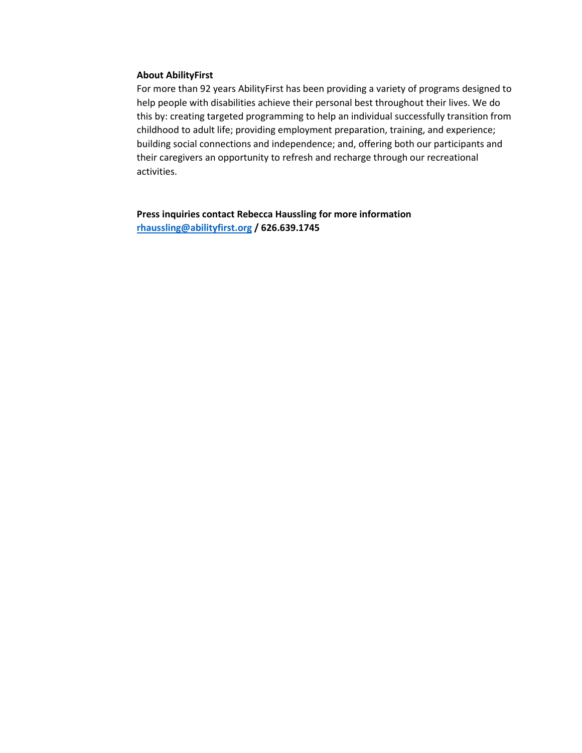**About AbilityFirst**

For more than 92 years AbilityFirst has been providing a variety of programs designed to help people with disabilities achieve their personal best throughout their lives. We do this by: creating targeted programming to help an individual successfully transition from childhood to adult life; providing employment preparation, training, and experience; building social connections and independence; and, offering both our participants and their caregivers an opportunity to refresh and recharge through our recreational activities.

**Press inquiries contact Rebecca Haussling for more information**
**[rhaussling@abilityfirst.org](mailto:rhaussling@abilityfirst.org) / 626.639.1745**